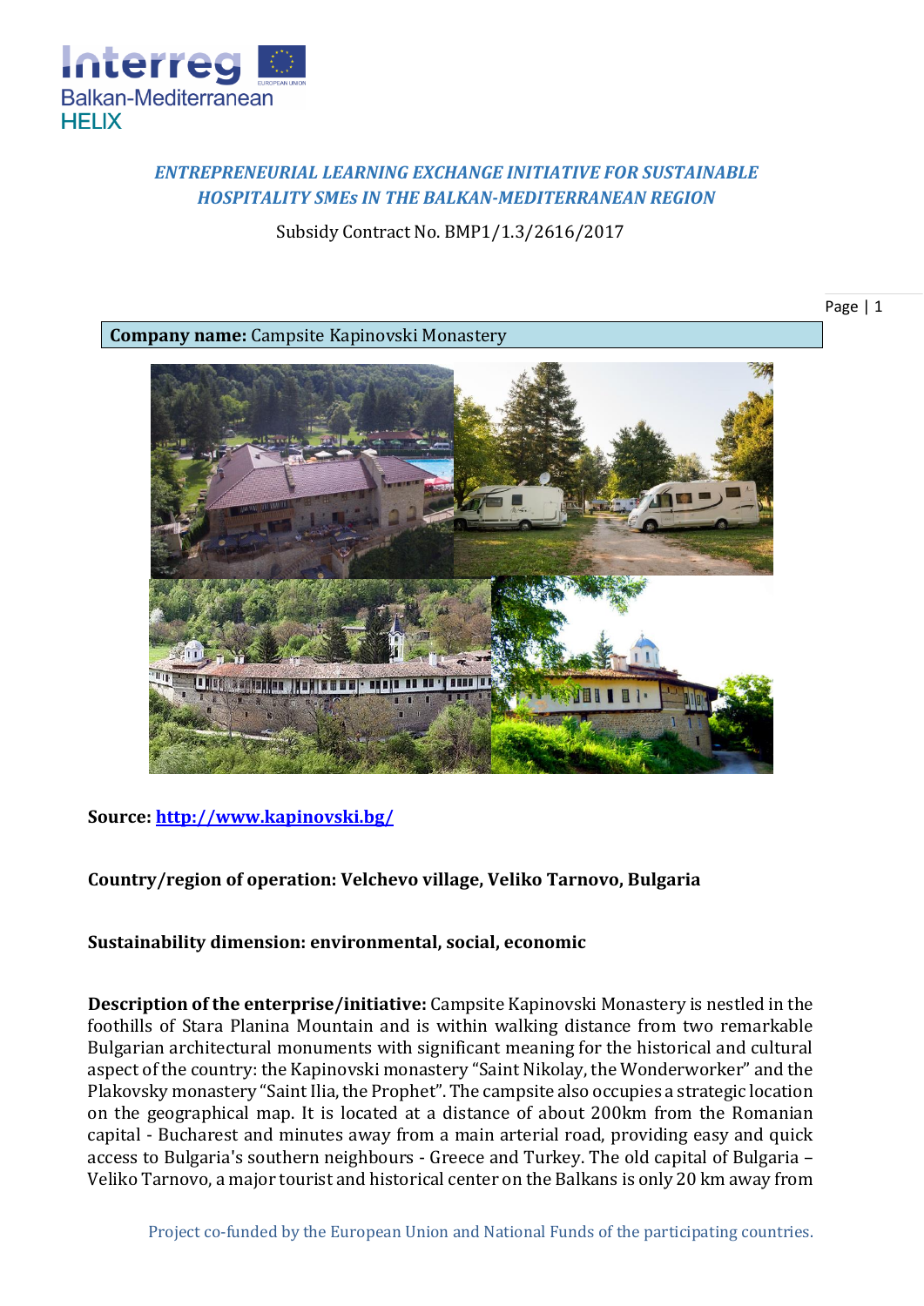*ENTREPRENEURIAL LEARNING EXCHANGE INITIATIVE FOR SUSTAINABLE HOSPITALITY SMEs IN THE BALKAN-MEDITERRANEAN REGION*

Subsidy Contract No. BMP1/1.3/2616/2017

**Company name:** Campsite Kapinovski Monastery

**Source:** [http://www.kapinovski.bg/](http://www.kapinovski.bg/)

**Country/region of operation: Velchevo village, Veliko Tarnovo, Bulgaria**

**Sustainability dimension: environmental, social, economic**

**Description of the enterprise/initiative:** Campsite Kapinovski Monastery is nestled in the foothills of Stara Planina Mountain and is within walking distance from two remarkable Bulgarian architectural monuments with significant meaning for the historical and cultural aspect of the country: the Kapinovski monastery "Saint Nikolay, the Wonderworker" and the Plakovsky monastery "Saint Ilia, the Prophet". The campsite also occupies a strategic location on the geographical map. It is located at a distance of about 200km from the Romanian capital - Bucharest and minutes away from a main arterial road, providing easy and quick access to Bulgaria's southern neighbours - Greece and Turkey. The old capital of Bulgaria – Veliko Tarnovo, a major tourist and historical center on the Balkans is only 20 km away from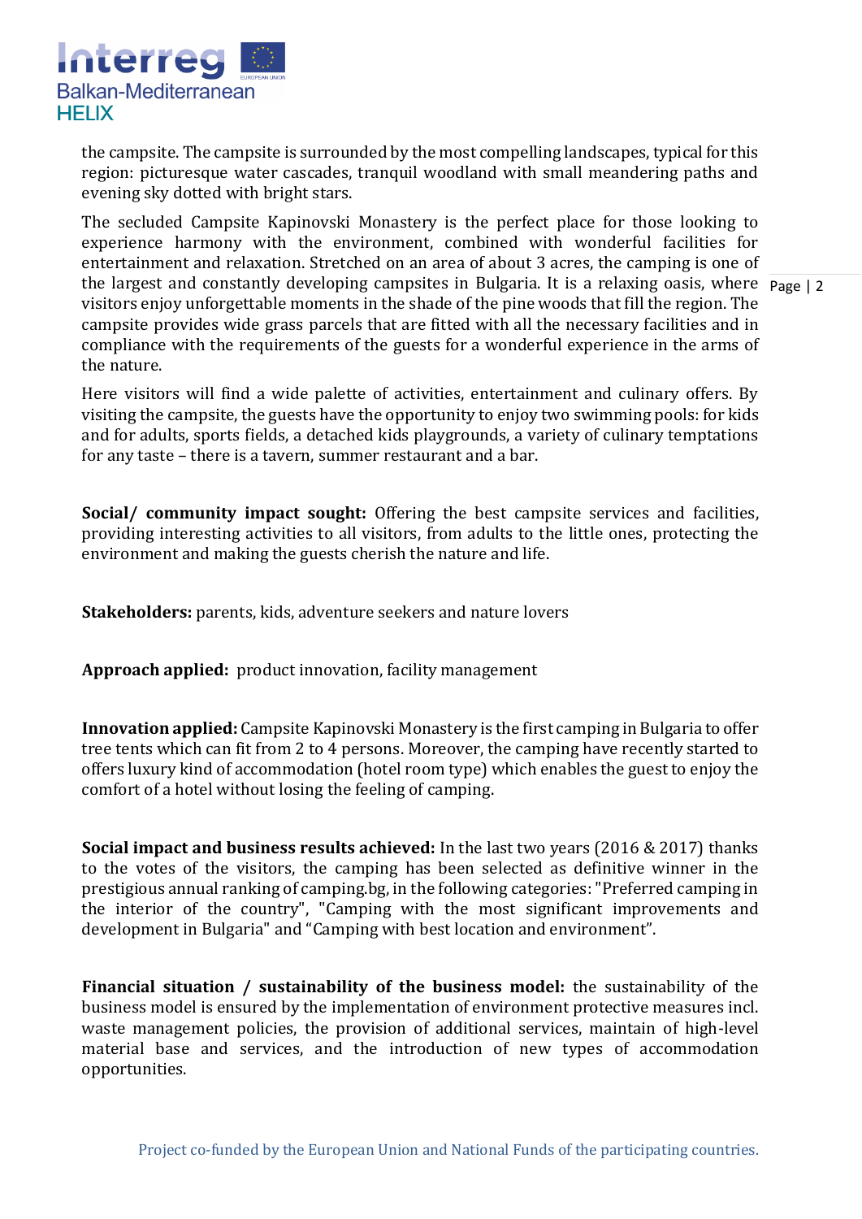the campsite. The campsite is surrounded by the most compelling landscapes, typical for this region: picturesque water cascades, tranquil woodland with small meandering paths and evening sky dotted with bright stars.

The secluded Campsite Kapinovski Monastery is the perfect place for those looking to experience harmony with the environment, combined with wonderful facilities for entertainment and relaxation. Stretched on an area of about 3 acres, the camping is one of the largest and constantly developing campsites in Bulgaria. It is a relaxing oasis, where visitors enjoy unforgettable moments in the shade of the pine woods that fill the region. The campsite provides wide grass parcels that are fitted with all the necessary facilities and in compliance with the requirements of the guests for a wonderful experience in the arms of the nature.

Here visitors will find a wide palette of activities, entertainment and culinary offers. By visiting the campsite, the guests have the opportunity to enjoy two swimming pools: for kids and for adults, sports fields, a detached kids playgrounds, a variety of culinary temptations for any taste – there is a tavern, summer restaurant and a bar.

**Social/ community impact sought:** Offering the best campsite services and facilities, providing interesting activities to all visitors, from adults to the little ones, protecting the environment and making the guests cherish the nature and life.

**Stakeholders:** parents, kids, adventure seekers and nature lovers

**Approach applied:** product innovation, facility management

**Innovation applied:** Campsite Kapinovski Monastery is the first camping in Bulgaria to offer tree tents which can fit from 2 to 4 persons. Moreover, the camping have recently started to offers luxury kind of accommodation (hotel room type) which enables the guest to enjoy the comfort of a hotel without losing the feeling of camping.

**Social impact and business results achieved:** In the last two years (2016 & 2017) thanks to the votes of the visitors, the camping has been selected as definitive winner in the prestigious annual ranking of camping.bg, in the following categories: "Preferred camping in the interior of the country", "Camping with the most significant improvements and development in Bulgaria" and "Camping with best location and environment".

**Financial situation / sustainability of the business model:** the sustainability of the business model is ensured by the implementation of environment protective measures incl. waste management policies, the provision of additional services, maintain of high-level material base and services, and the introduction of new types of accommodation opportunities.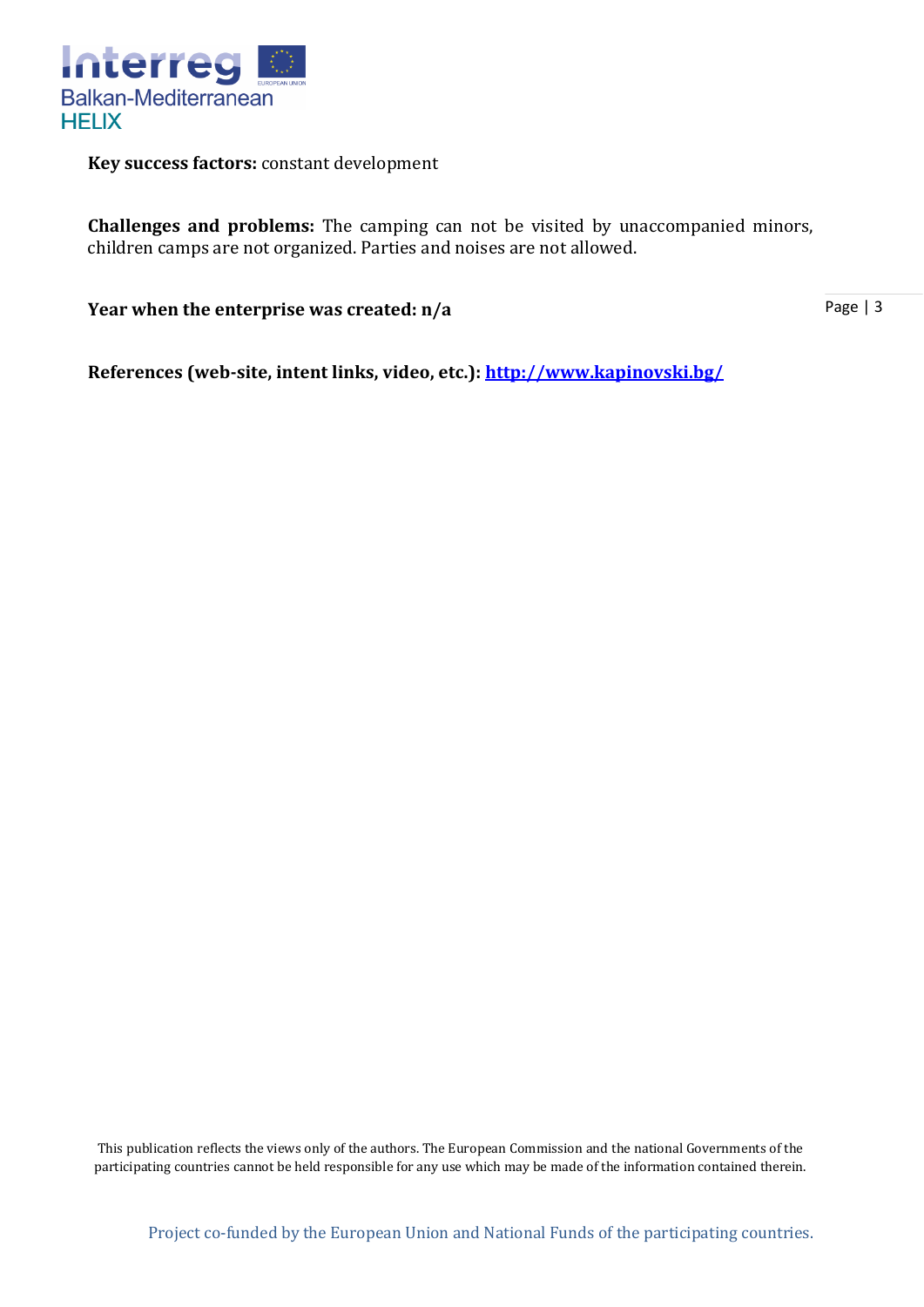**Key success factors:** constant development

**Challenges and problems:** The camping can not be visited by unaccompanied minors, children camps are not organized. Parties and noises are not allowed.

**Year when the enterprise was created: n/a**

**References (web-site, intent links, video, etc.): [http://www.kapinovski.bg/](http://www.kapinovski.bg/)**

This publication reflects the views only of the authors. The European Commission and the national Governments of the participating countries cannot be held responsible for any use which may be made of the information contained therein.

Project co-funded by the European Union and National Funds of the participating countries.